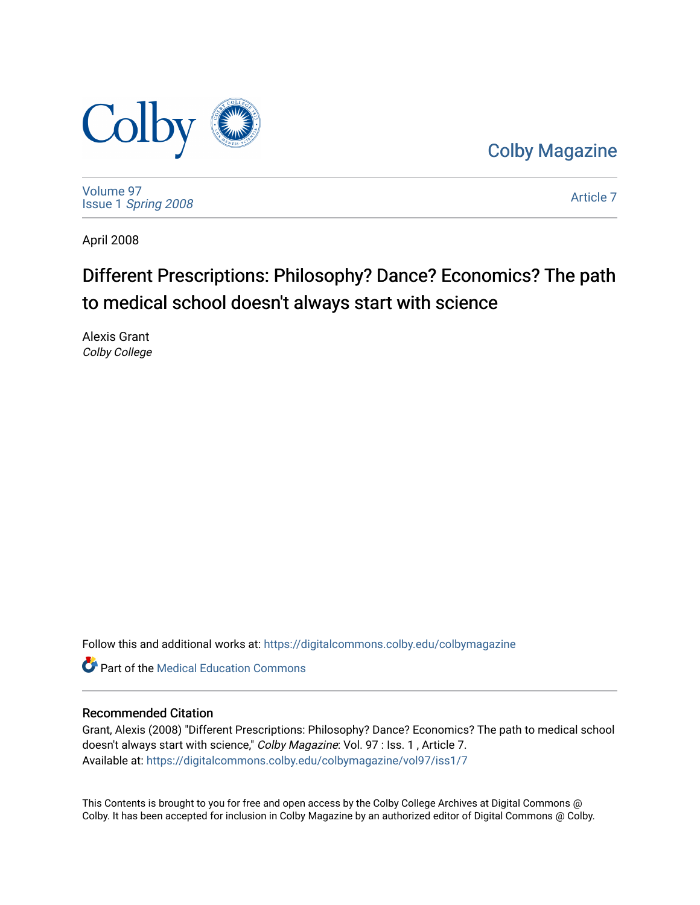Colby Magazine

Volume 97
Issue 1 *Spring 2008*

Article 7

April 2008

# Different Prescriptions: Philosophy? Dance? Economics? The path to medical school doesn't always start with science

Alexis Grant
*Colby College*

Follow this and additional works at: https://digitalcommons.colby.edu/colbymagazine

Part of the Medical Education Commons

## Recommended Citation

Grant, Alexis (2008) "Different Prescriptions: Philosophy? Dance? Economics? The path to medical school doesn't always start with science," *Colby Magazine*: Vol. 97 : Iss. 1 , Article 7.
Available at: https://digitalcommons.colby.edu/colbymagazine/vol97/iss1/7

This Contents is brought to you for free and open access by the Colby College Archives at Digital Commons @ Colby. It has been accepted for inclusion in Colby Magazine by an authorized editor of Digital Commons @ Colby.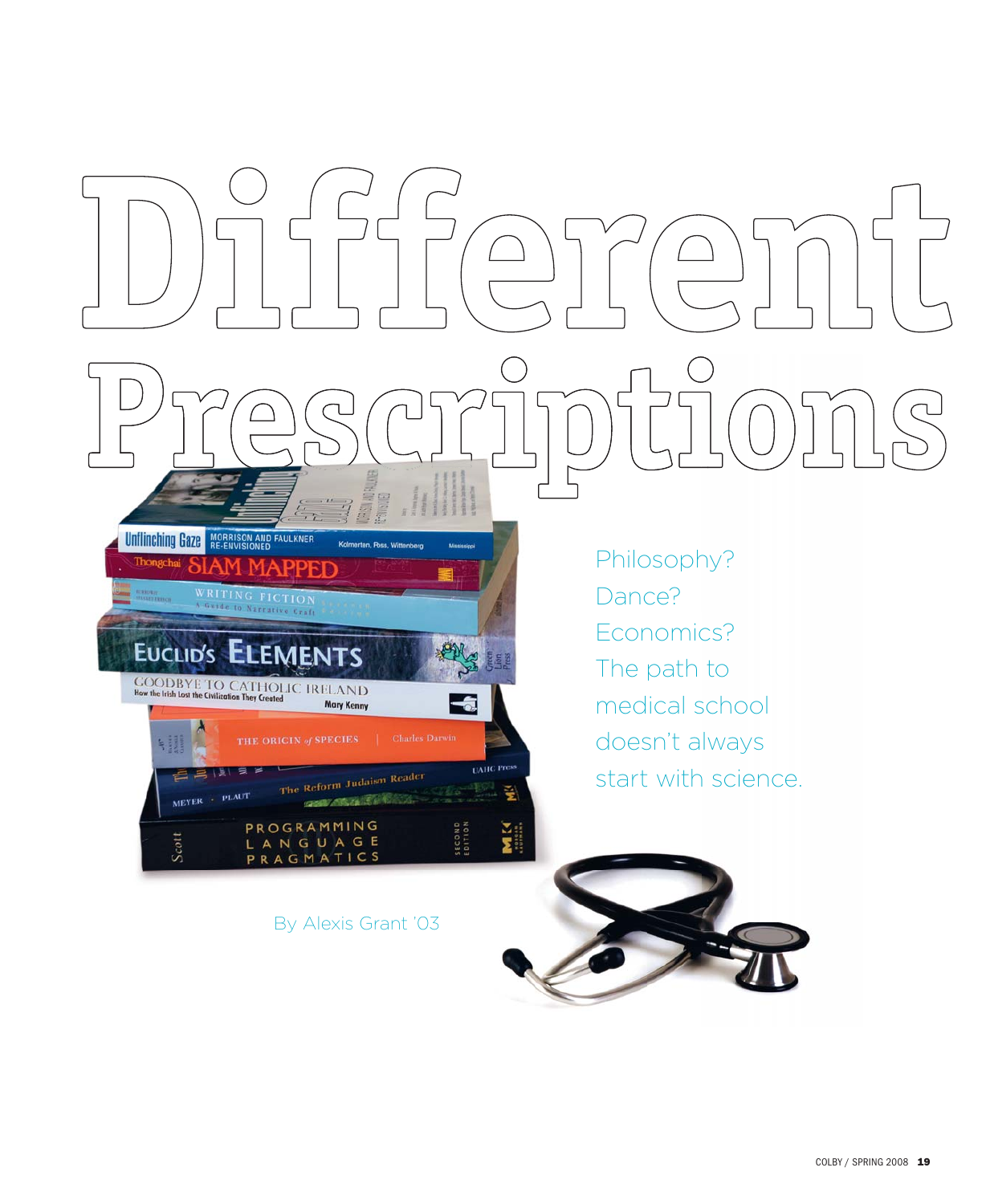# Different Prescriptions

Philosophy? Dance? Economics? The path to medical school doesn't always start with science.

By Alexis Grant '03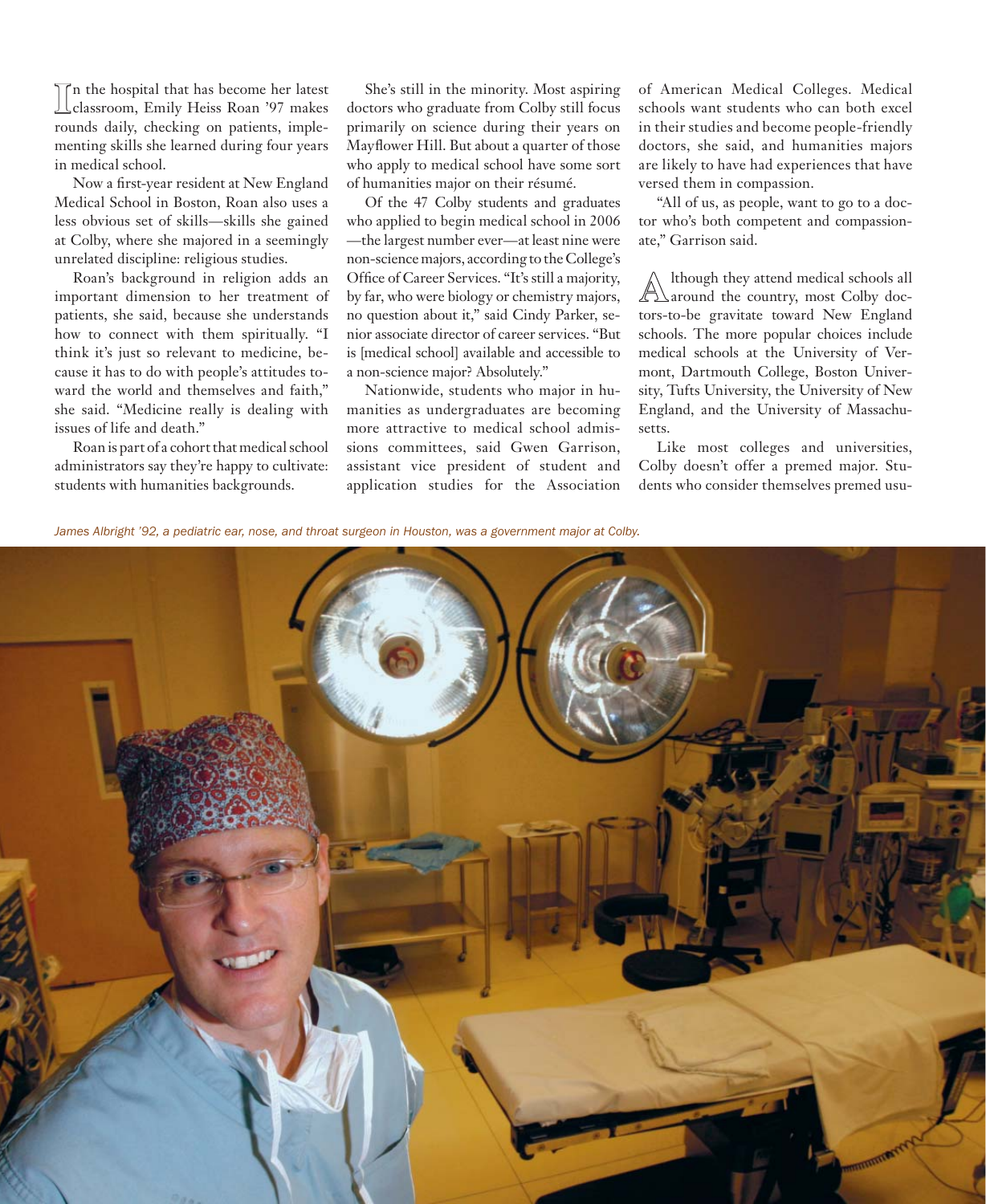In the hospital that has become her latest classroom, Emily Heiss Roan '97 makes rounds daily, checking on patients, implementing skills she learned during four years in medical school.

Now a first-year resident at New England Medical School in Boston, Roan also uses a less obvious set of skills—skills she gained at Colby, where she majored in a seemingly unrelated discipline: religious studies.

Roan's background in religion adds an important dimension to her treatment of patients, she said, because she understands how to connect with them spiritually. "I think it's just so relevant to medicine, because it has to do with people's attitudes toward the world and themselves and faith," she said. "Medicine really is dealing with issues of life and death."

Roan is part of a cohort that medical school administrators say they're happy to cultivate: students with humanities backgrounds.

She's still in the minority. Most aspiring doctors who graduate from Colby still focus primarily on science during their years on Mayflower Hill. But about a quarter of those who apply to medical school have some sort of humanities major on their résumé.

Of the 47 Colby students and graduates who applied to begin medical school in 2006—the largest number ever—at least nine were non-science majors, according to the College's Office of Career Services. "It's still a majority, by far, who were biology or chemistry majors, no question about it," said Cindy Parker, senior associate director of career services. "But is [medical school] available and accessible to a non-science major? Absolutely."

Nationwide, students who major in humanities as undergraduates are becoming more attractive to medical school admissions committees, said Gwen Garrison, assistant vice president of student and application studies for the Association of American Medical Colleges. Medical schools want students who can both excel in their studies and become people-friendly doctors, she said, and humanities majors are likely to have had experiences that have versed them in compassion.

"All of us, as people, want to go to a doctor who's both competent and compassionate," Garrison said.

Although they attend medical schools all around the country, most Colby doctors-to-be gravitate toward New England schools. The more popular choices include medical schools at the University of Vermont, Dartmouth College, Boston University, Tufts University, the University of New England, and the University of Massachusetts.

Like most colleges and universities, Colby doesn't offer a premed major. Students who consider themselves premed usu-

*James Albright '92, a pediatric ear, nose, and throat surgeon in Houston, was a government major at Colby.*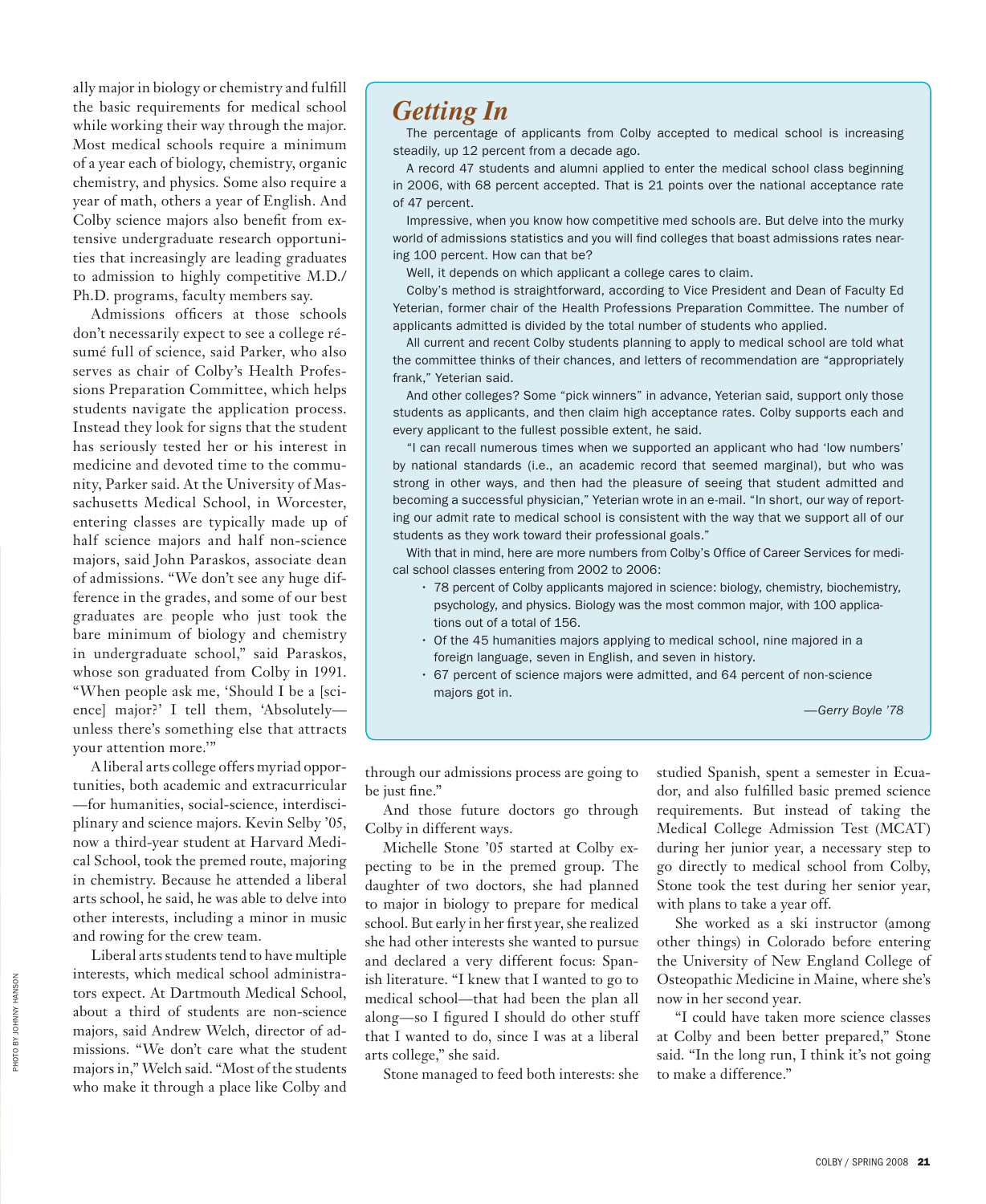ally major in biology or chemistry and fulfill the basic requirements for medical school while working their way through the major. Most medical schools require a minimum of a year each of biology, chemistry, organic chemistry, and physics. Some also require a year of math, others a year of English. And Colby science majors also benefit from extensive undergraduate research opportunities that increasingly are leading graduates to admission to highly competitive M.D./Ph.D. programs, faculty members say.

Admissions officers at those schools don't necessarily expect to see a college résumé full of science, said Parker, who also serves as chair of Colby's Health Professions Preparation Committee, which helps students navigate the application process. Instead they look for signs that the student has seriously tested her or his interest in medicine and devoted time to the community, Parker said. At the University of Massachusetts Medical School, in Worcester, entering classes are typically made up of half science majors and half non-science majors, said John Paraskos, associate dean of admissions. "We don't see any huge difference in the grades, and some of our best graduates are people who just took the bare minimum of biology and chemistry in undergraduate school," said Paraskos, whose son graduated from Colby in 1991. "When people ask me, 'Should I be a [science] major?' I tell them, 'Absolutely—unless there's something else that attracts your attention more.'"

A liberal arts college offers myriad opportunities, both academic and extracurricular—for humanities, social-science, interdisciplinary and science majors. Kevin Selby '05, now a third-year student at Harvard Medical School, took the premed route, majoring in chemistry. Because he attended a liberal arts school, he said, he was able to delve into other interests, including a minor in music and rowing for the crew team.

Liberal arts students tend to have multiple interests, which medical school administrators expect. At Dartmouth Medical School, about a third of students are non-science majors, said Andrew Welch, director of admissions. "We don't care what the student majors in," Welch said. "Most of the students who make it through a place like Colby and through our admissions process are going to be just fine."

And those future doctors go through Colby in different ways.

Michelle Stone '05 started at Colby expecting to be in the premed group. The daughter of two doctors, she had planned to major in biology to prepare for medical school. But early in her first year, she realized she had other interests she wanted to pursue and declared a very different focus: Spanish literature. "I knew that I wanted to go to medical school—that had been the plan all along—so I figured I should do other stuff that I wanted to do, since I was at a liberal arts college," she said.

Stone managed to feed both interests: she studied Spanish, spent a semester in Ecuador, and also fulfilled basic premed science requirements. But instead of taking the Medical College Admission Test (MCAT) during her junior year, a necessary step to go directly to medical school from Colby, Stone took the test during her senior year, with plans to take a year off.

She worked as a ski instructor (among other things) in Colorado before entering the University of New England College of Osteopathic Medicine in Maine, where she's now in her second year.

"I could have taken more science classes at Colby and been better prepared," Stone said. "In the long run, I think it's not going to make a difference."

## *Getting In*

The percentage of applicants from Colby accepted to medical school is increasing steadily, up 12 percent from a decade ago.

A record 47 students and alumni applied to enter the medical school class beginning in 2006, with 68 percent accepted. That is 21 points over the national acceptance rate of 47 percent.

Impressive, when you know how competitive med schools are. But delve into the murky world of admissions statistics and you will find colleges that boast admissions rates nearing 100 percent. How can that be?

Well, it depends on which applicant a college cares to claim.

Colby's method is straightforward, according to Vice President and Dean of Faculty Ed Yeterian, former chair of the Health Professions Preparation Committee. The number of applicants admitted is divided by the total number of students who applied.

All current and recent Colby students planning to apply to medical school are told what the committee thinks of their chances, and letters of recommendation are "appropriately frank," Yeterian said.

And other colleges? Some "pick winners" in advance, Yeterian said, support only those students as applicants, and then claim high acceptance rates. Colby supports each and every applicant to the fullest possible extent, he said.

"I can recall numerous times when we supported an applicant who had 'low numbers' by national standards (i.e., an academic record that seemed marginal), but who was strong in other ways, and then had the pleasure of seeing that student admitted and becoming a successful physician," Yeterian wrote in an e-mail. "In short, our way of reporting our admit rate to medical school is consistent with the way that we support all of our students as they work toward their professional goals."

With that in mind, here are more numbers from Colby's Office of Career Services for medical school classes entering from 2002 to 2006:

- 78 percent of Colby applicants majored in science: biology, chemistry, biochemistry, psychology, and physics. Biology was the most common major, with 100 applications out of a total of 156.
- Of the 45 humanities majors applying to medical school, nine majored in a foreign language, seven in English, and seven in history.
- 67 percent of science majors were admitted, and 64 percent of non-science majors got in.

*—Gerry Boyle '78*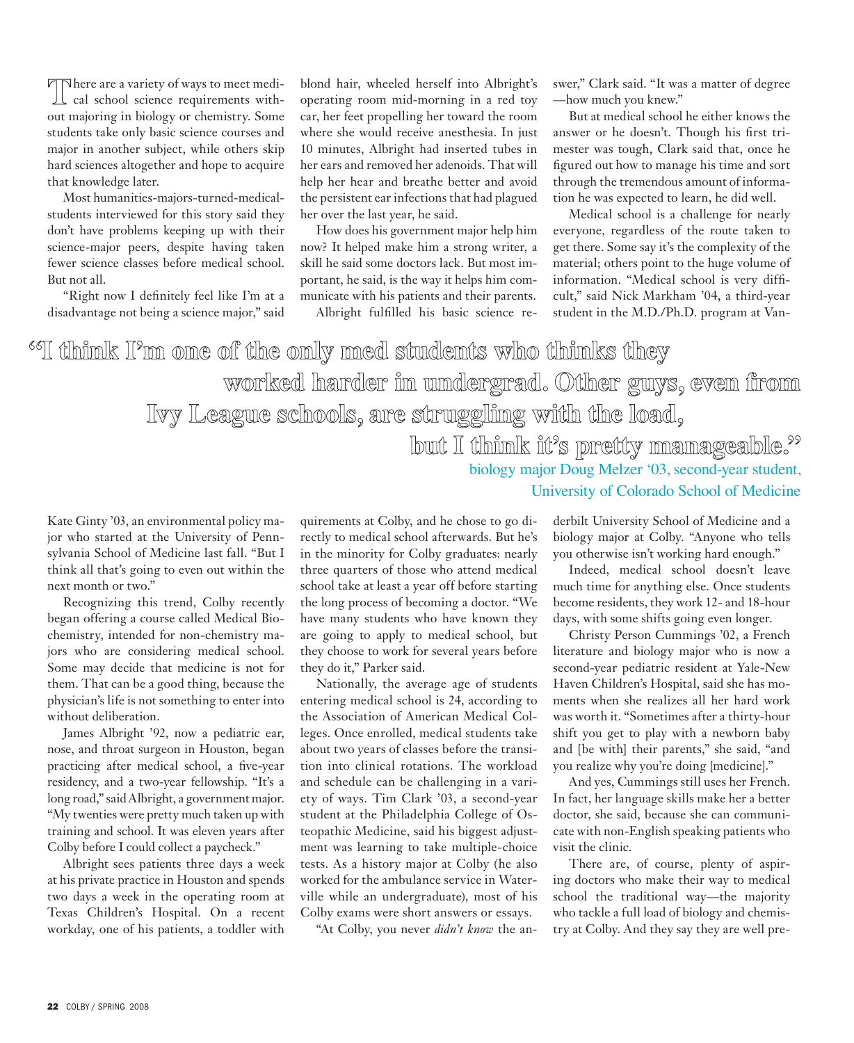There are a variety of ways to meet medical school science requirements without majoring in biology or chemistry. Some students take only basic science courses and major in another subject, while others skip hard sciences altogether and hope to acquire that knowledge later.

Most humanities-majors-turned-medical-students interviewed for this story said they don't have problems keeping up with their science-major peers, despite having taken fewer science classes before medical school. But not all.

"Right now I definitely feel like I'm at a disadvantage not being a science major," said Kate Ginty '03, an environmental policy major who started at the University of Pennsylvania School of Medicine last fall. "But I think all that's going to even out within the next month or two."

Recognizing this trend, Colby recently began offering a course called Medical Biochemistry, intended for non-chemistry majors who are considering medical school. Some may decide that medicine is not for them. That can be a good thing, because the physician's life is not something to enter into without deliberation.

James Albright '92, now a pediatric ear, nose, and throat surgeon in Houston, began practicing after medical school, a five-year residency, and a two-year fellowship. "It's a long road," said Albright, a government major. "My twenties were pretty much taken up with training and school. It was eleven years after Colby before I could collect a paycheck."

Albright sees patients three days a week at his private practice in Houston and spends two days a week in the operating room at Texas Children's Hospital. On a recent workday, one of his patients, a toddler with blond hair, wheeled herself into Albright's operating room mid-morning in a red toy car, her feet propelling her toward the room where she would receive anesthesia. In just 10 minutes, Albright had inserted tubes in her ears and removed her adenoids. That will help her hear and breathe better and avoid the persistent ear infections that had plagued her over the last year, he said.

How does his government major help him now? It helped make him a strong writer, a skill he said some doctors lack. But most important, he said, is the way it helps him communicate with his patients and their parents.

Albright fulfilled his basic science requirements at Colby, and he chose to go directly to medical school afterwards. But he's in the minority for Colby graduates: nearly three quarters of those who attend medical school take at least a year off before starting the long process of becoming a doctor. "We have many students who have known they are going to apply to medical school, but they choose to work for several years before they do it," Parker said.

Nationally, the average age of students entering medical school is 24, according to the Association of American Medical Colleges. Once enrolled, medical students take about two years of classes before the transition into clinical rotations. The workload and schedule can be challenging in a variety of ways. Tim Clark '03, a second-year student at the Philadelphia College of Osteopathic Medicine, said his biggest adjustment was learning to take multiple-choice tests. As a history major at Colby (he also worked for the ambulance service in Waterville while an undergraduate), most of his Colby exams were short answers or essays.

"At Colby, you never *didn't know* the answer," Clark said. "It was a matter of degree—how much you knew."

But at medical school he either knows the answer or he doesn't. Though his first trimester was tough, Clark said that, once he figured out how to manage his time and sort through the tremendous amount of information he was expected to learn, he did well.

Medical school is a challenge for nearly everyone, regardless of the route taken to get there. Some say it's the complexity of the material; others point to the huge volume of information. "Medical school is very difficult," said Nick Markham '04, a third-year student in the M.D./Ph.D. program at Vanderbilt University School of Medicine and a biology major at Colby. "Anyone who tells you otherwise isn't working hard enough."

> "I think I'm one of the only med students who thinks they worked harder in undergrad. Other guys, even from Ivy League schools, are struggling with the load, but I think it's pretty manageable."
>
> biology major Doug Melzer '03, second-year student, University of Colorado School of Medicine

Indeed, medical school doesn't leave much time for anything else. Once students become residents, they work 12- and 18-hour days, with some shifts going even longer.

Christy Person Cummings '02, a French literature and biology major who is now a second-year pediatric resident at Yale-New Haven Children's Hospital, said she has moments when she realizes all her hard work was worth it. "Sometimes after a thirty-hour shift you get to play with a newborn baby and [be with] their parents," she said, "and you realize why you're doing [medicine]."

And yes, Cummings still uses her French. In fact, her language skills make her a better doctor, she said, because she can communicate with non-English speaking patients who visit the clinic.

There are, of course, plenty of aspiring doctors who make their way to medical school the traditional way—the majority who tackle a full load of biology and chemistry at Colby. And they say they are well pre-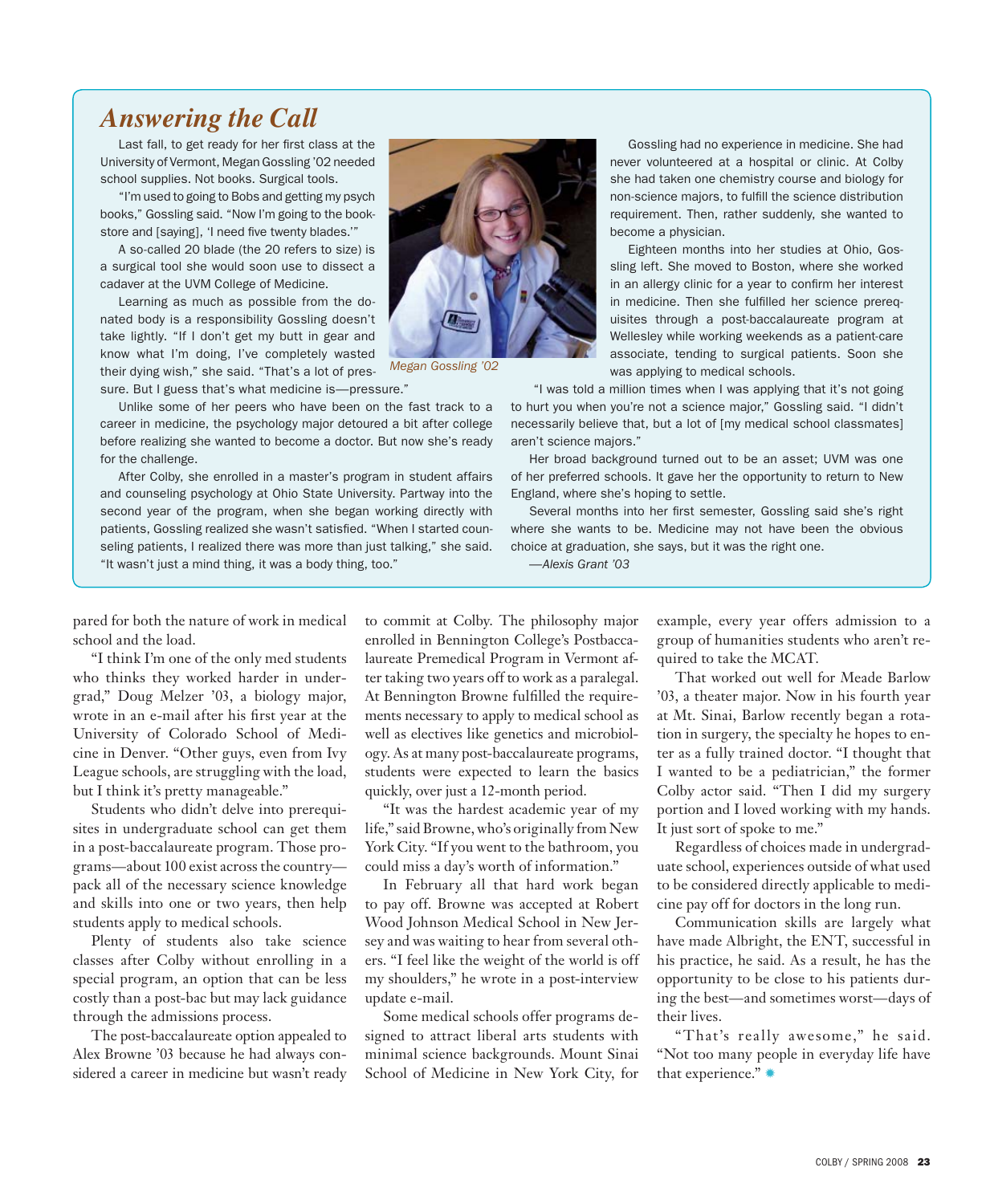## *Answering the Call*

Last fall, to get ready for her first class at the University of Vermont, Megan Gossling '02 needed school supplies. Not books. Surgical tools.

"I'm used to going to Bobs and getting my psych books," Gossling said. "Now I'm going to the bookstore and [saying], 'I need five twenty blades.'"

A so-called 20 blade (the 20 refers to size) is a surgical tool she would soon use to dissect a cadaver at the UVM College of Medicine.

Learning as much as possible from the donated body is a responsibility Gossling doesn't take lightly. "If I don't get my butt in gear and know what I'm doing, I've completely wasted their dying wish," she said. "That's a lot of pressure. But I guess that's what medicine is—pressure."

*Megan Gossling '02*

Unlike some of her peers who have been on the fast track to a career in medicine, the psychology major detoured a bit after college before realizing she wanted to become a doctor. But now she's ready for the challenge.

After Colby, she enrolled in a master's program in student affairs and counseling psychology at Ohio State University. Partway into the second year of the program, when she began working directly with patients, Gossling realized she wasn't satisfied. "When I started counseling patients, I realized there was more than just talking," she said. "It wasn't just a mind thing, it was a body thing, too."

Gossling had no experience in medicine. She had never volunteered at a hospital or clinic. At Colby she had taken one chemistry course and biology for non-science majors, to fulfill the science distribution requirement. Then, rather suddenly, she wanted to become a physician.

Eighteen months into her studies at Ohio, Gossling left. She moved to Boston, where she worked in an allergy clinic for a year to confirm her interest in medicine. Then she fulfilled her science prerequisites through a post-baccalaureate program at Wellesley while working weekends as a patient-care associate, tending to surgical patients. Soon she was applying to medical schools.

"I was told a million times when I was applying that it's not going to hurt you when you're not a science major," Gossling said. "I didn't necessarily believe that, but a lot of [my medical school classmates] aren't science majors."

Her broad background turned out to be an asset; UVM was one of her preferred schools. It gave her the opportunity to return to New England, where she's hoping to settle.

Several months into her first semester, Gossling said she's right where she wants to be. Medicine may not have been the obvious choice at graduation, she says, but it was the right one.

*—Alexis Grant '03*

---

pared for both the nature of work in medical school and the load.

"I think I'm one of the only med students who thinks they worked harder in undergrad," Doug Melzer '03, a biology major, wrote in an e-mail after his first year at the University of Colorado School of Medicine in Denver. "Other guys, even from Ivy League schools, are struggling with the load, but I think it's pretty manageable."

Students who didn't delve into prerequisites in undergraduate school can get them in a post-baccalaureate program. Those programs—about 100 exist across the country—pack all of the necessary science knowledge and skills into one or two years, then help students apply to medical schools.

Plenty of students also take science classes after Colby without enrolling in a special program, an option that can be less costly than a post-bac but may lack guidance through the admissions process.

The post-baccalaureate option appealed to Alex Browne '03 because he had always considered a career in medicine but wasn't ready to commit at Colby. The philosophy major enrolled in Bennington College's Postbaccalaureate Premedical Program in Vermont after taking two years off to work as a paralegal. At Bennington Browne fulfilled the requirements necessary to apply to medical school as well as electives like genetics and microbiology. As at many post-baccalaureate programs, students were expected to learn the basics quickly, over just a 12-month period.

"It was the hardest academic year of my life," said Browne, who's originally from New York City. "If you went to the bathroom, you could miss a day's worth of information."

In February all that hard work began to pay off. Browne was accepted at Robert Wood Johnson Medical School in New Jersey and was waiting to hear from several others. "I feel like the weight of the world is off my shoulders," he wrote in a post-interview update e-mail.

Some medical schools offer programs designed to attract liberal arts students with minimal science backgrounds. Mount Sinai School of Medicine in New York City, for example, every year offers admission to a group of humanities students who aren't required to take the MCAT.

That worked out well for Meade Barlow '03, a theater major. Now in his fourth year at Mt. Sinai, Barlow recently began a rotation in surgery, the specialty he hopes to enter as a fully trained doctor. "I thought that I wanted to be a pediatrician," the former Colby actor said. "Then I did my surgery portion and I loved working with my hands. It just sort of spoke to me."

Regardless of choices made in undergraduate school, experiences outside of what used to be considered directly applicable to medicine pay off for doctors in the long run.

Communication skills are largely what have made Albright, the ENT, successful in his practice, he said. As a result, he has the opportunity to be close to his patients during the best—and sometimes worst—days of their lives.

"That's really awesome," he said. "Not too many people in everyday life have that experience."